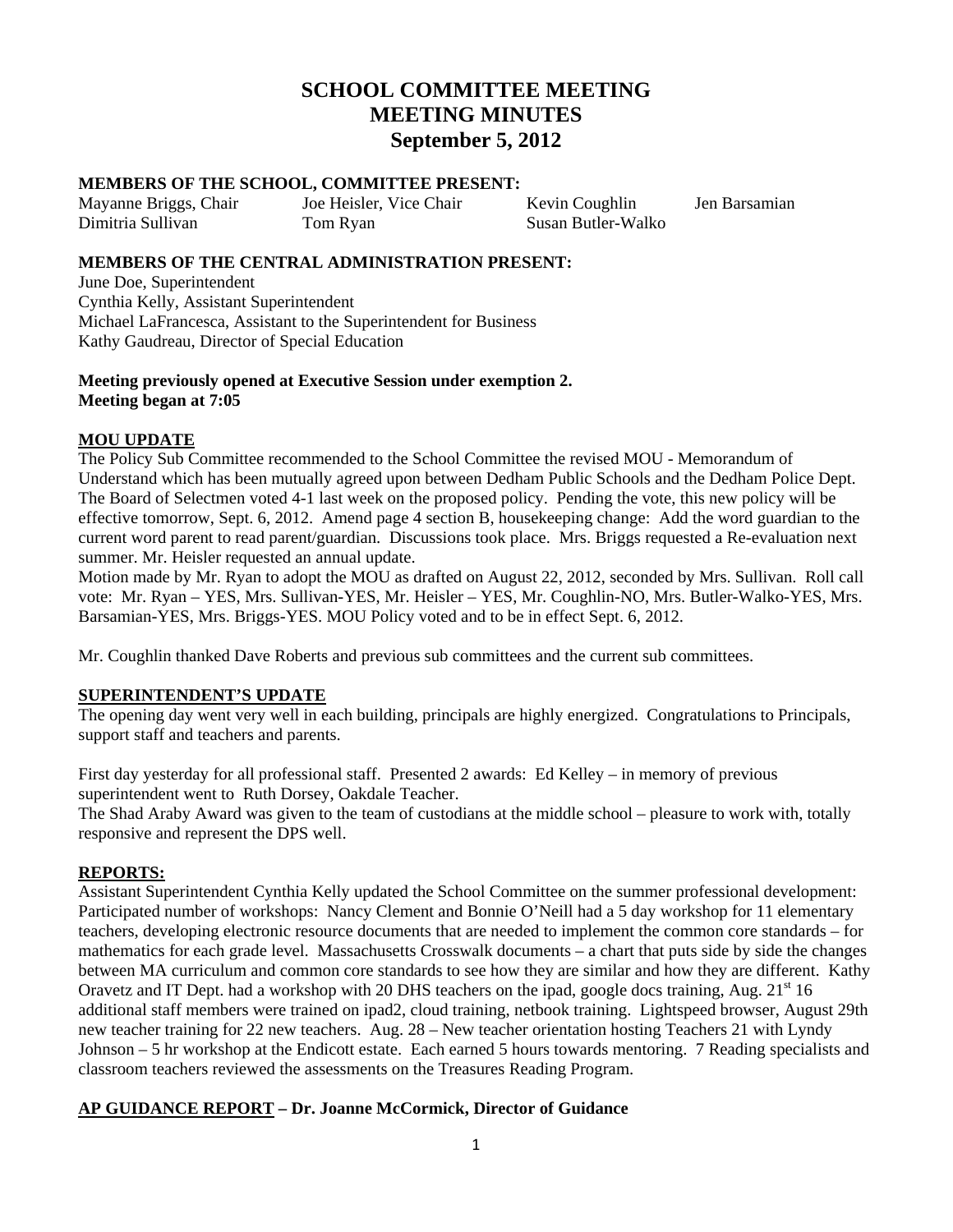# SCHOOL COMMITTEE MEETING
# MEETING MINUTES
# September 5, 2012

**MEMBERS OF THE SCHOOL, COMMITTEE PRESENT:**

Mayanne Briggs, Chair  Joe Heisler, Vice Chair  Kevin Coughlin  Jen Barsamian
Dimitria Sullivan  Tom Ryan  Susan Butler-Walko

**MEMBERS OF THE CENTRAL ADMINISTRATION PRESENT:**

June Doe, Superintendent
Cynthia Kelly, Assistant Superintendent
Michael LaFrancesca, Assistant to the Superintendent for Business
Kathy Gaudreau, Director of Special Education

**Meeting previously opened at Executive Session under exemption 2.**
**Meeting began at 7:05**

**MOU UPDATE**

The Policy Sub Committee recommended to the School Committee the revised MOU - Memorandum of Understand which has been mutually agreed upon between Dedham Public Schools and the Dedham Police Dept. The Board of Selectmen voted 4-1 last week on the proposed policy. Pending the vote, this new policy will be effective tomorrow, Sept. 6, 2012. Amend page 4 section B, housekeeping change: Add the word guardian to the current word parent to read parent/guardian. Discussions took place. Mrs. Briggs requested a Re-evaluation next summer. Mr. Heisler requested an annual update.

Motion made by Mr. Ryan to adopt the MOU as drafted on August 22, 2012, seconded by Mrs. Sullivan. Roll call vote: Mr. Ryan – YES, Mrs. Sullivan-YES, Mr. Heisler – YES, Mr. Coughlin-NO, Mrs. Butler-Walko-YES, Mrs. Barsamian-YES, Mrs. Briggs-YES. MOU Policy voted and to be in effect Sept. 6, 2012.

Mr. Coughlin thanked Dave Roberts and previous sub committees and the current sub committees.

**SUPERINTENDENT'S UPDATE**

The opening day went very well in each building, principals are highly energized. Congratulations to Principals, support staff and teachers and parents.

First day yesterday for all professional staff. Presented 2 awards: Ed Kelley – in memory of previous superintendent went to Ruth Dorsey, Oakdale Teacher.

The Shad Araby Award was given to the team of custodians at the middle school – pleasure to work with, totally responsive and represent the DPS well.

**REPORTS:**

Assistant Superintendent Cynthia Kelly updated the School Committee on the summer professional development: Participated number of workshops: Nancy Clement and Bonnie O'Neill had a 5 day workshop for 11 elementary teachers, developing electronic resource documents that are needed to implement the common core standards – for mathematics for each grade level. Massachusetts Crosswalk documents – a chart that puts side by side the changes between MA curriculum and common core standards to see how they are similar and how they are different. Kathy Oravetz and IT Dept. had a workshop with 20 DHS teachers on the ipad, google docs training, Aug. 21st 16 additional staff members were trained on ipad2, cloud training, netbook training. Lightspeed browser, August 29th new teacher training for 22 new teachers. Aug. 28 – New teacher orientation hosting Teachers 21 with Lyndy Johnson – 5 hr workshop at the Endicott estate. Each earned 5 hours towards mentoring. 7 Reading specialists and classroom teachers reviewed the assessments on the Treasures Reading Program.

**AP GUIDANCE REPORT – Dr. Joanne McCormick, Director of Guidance**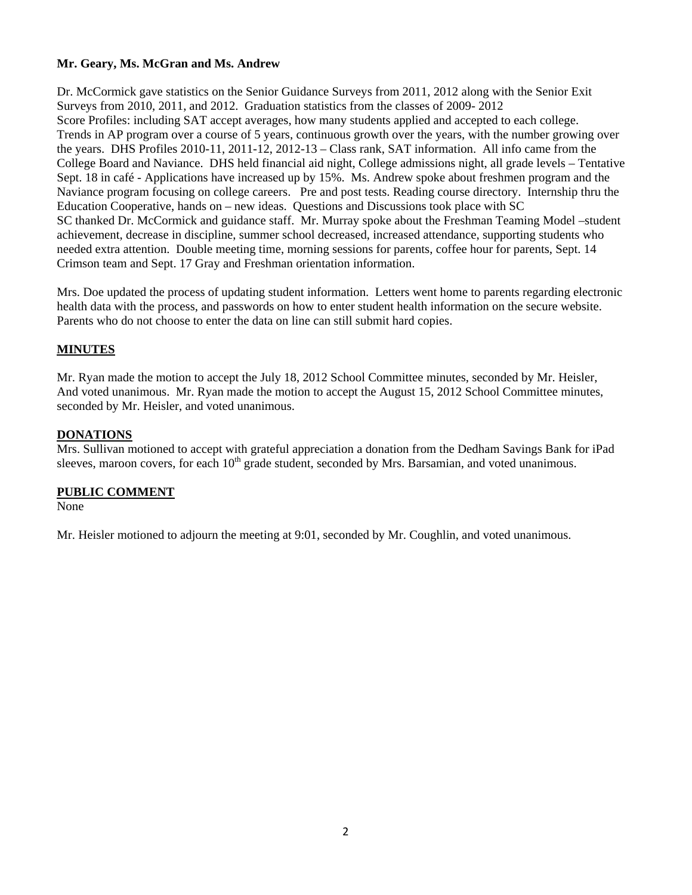**Mr. Geary, Ms. McGran and Ms. Andrew**

Dr. McCormick gave statistics on the Senior Guidance Surveys from 2011, 2012 along with the Senior Exit Surveys from 2010, 2011, and 2012. Graduation statistics from the classes of 2009- 2012 Score Profiles: including SAT accept averages, how many students applied and accepted to each college. Trends in AP program over a course of 5 years, continuous growth over the years, with the number growing over the years. DHS Profiles 2010-11, 2011-12, 2012-13 – Class rank, SAT information. All info came from the College Board and Naviance. DHS held financial aid night, College admissions night, all grade levels – Tentative Sept. 18 in café - Applications have increased up by 15%. Ms. Andrew spoke about freshmen program and the Naviance program focusing on college careers. Pre and post tests. Reading course directory. Internship thru the Education Cooperative, hands on – new ideas. Questions and Discussions took place with SC SC thanked Dr. McCormick and guidance staff. Mr. Murray spoke about the Freshman Teaming Model –student achievement, decrease in discipline, summer school decreased, increased attendance, supporting students who needed extra attention. Double meeting time, morning sessions for parents, coffee hour for parents, Sept. 14 Crimson team and Sept. 17 Gray and Freshman orientation information.

Mrs. Doe updated the process of updating student information. Letters went home to parents regarding electronic health data with the process, and passwords on how to enter student health information on the secure website. Parents who do not choose to enter the data on line can still submit hard copies.

## MINUTES

Mr. Ryan made the motion to accept the July 18, 2012 School Committee minutes, seconded by Mr. Heisler, And voted unanimous. Mr. Ryan made the motion to accept the August 15, 2012 School Committee minutes, seconded by Mr. Heisler, and voted unanimous.

## DONATIONS

Mrs. Sullivan motioned to accept with grateful appreciation a donation from the Dedham Savings Bank for iPad sleeves, maroon covers, for each 10th grade student, seconded by Mrs. Barsamian, and voted unanimous.

## PUBLIC COMMENT

None

Mr. Heisler motioned to adjourn the meeting at 9:01, seconded by Mr. Coughlin, and voted unanimous.